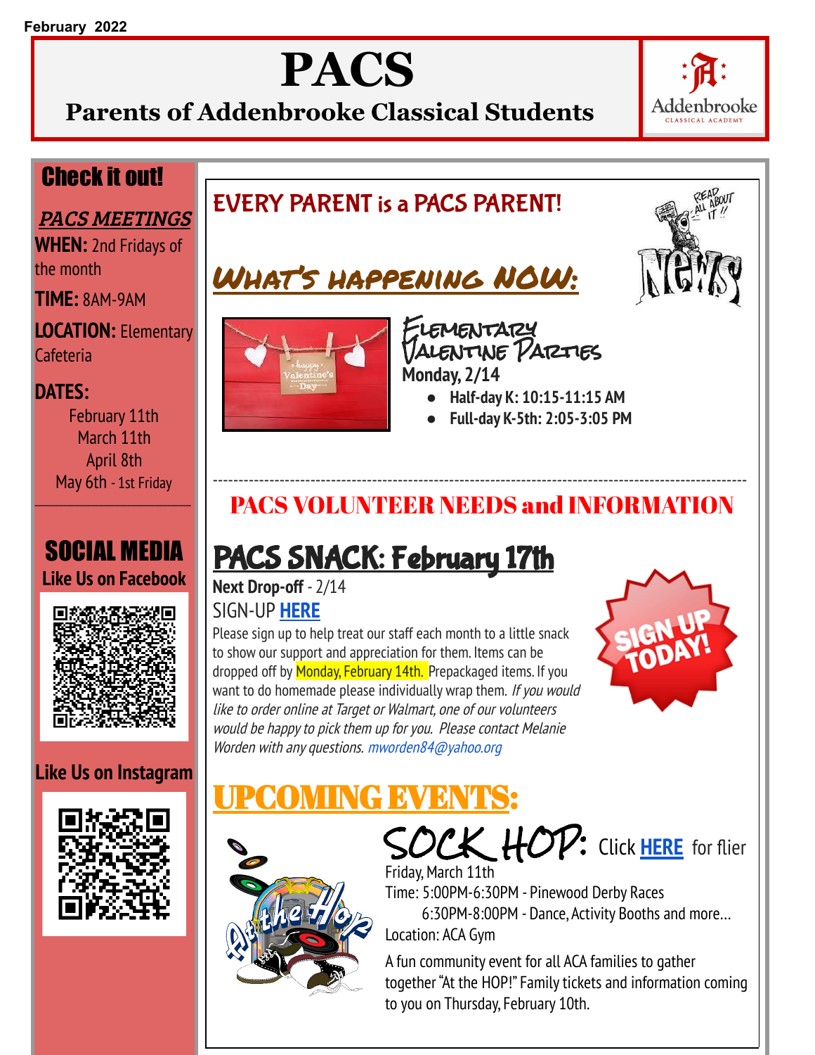February 2022

# PACS

## Parents of Addenbrooke Classical Students

Addenbrooke CLASSICAL ACADEMY

## Check it out!

### *PACS MEETINGS*

**WHEN:** 2nd Fridays of the month

**TIME:** 8AM-9AM

**LOCATION:** Elementary Cafeteria

**DATES:**

February 11th
March 11th
April 8th
May 6th - 1st Friday

## SOCIAL MEDIA

**Like Us on Facebook**

**Like Us on Instagram**

## EVERY PARENT is a PACS PARENT!

## *WHAT'S HAPPENING NOW:*

READ ALL ABOUT IT!! News

### Elementary Valentine Parties

**Monday, 2/14**

- **Half-day K: 10:15-11:15 AM**
- **Full-day K-5th: 2:05-3:05 PM**

---

## PACS VOLUNTEER NEEDS and INFORMATION

## PACS SNACK: February 17th

**Next Drop-off** - 2/14

SIGN-UP **HERE**

SIGN UP TODAY!

Please sign up to help treat our staff each month to a little snack to show our support and appreciation for them. Items can be dropped off by Monday, February 14th. Prepackaged items. If you want to do homemade please individually wrap them. *If you would like to order online at Target or Walmart, one of our volunteers would be happy to pick them up for you. Please contact Melanie Worden with any questions.* mworden84@yahoo.org

## UPCOMING EVENTS:

### SOCK HOP: Click **HERE** for flier

Friday, March 11th

Time: 5:00PM-6:30PM - Pinewood Derby Races
6:30PM-8:00PM - Dance, Activity Booths and more…

Location: ACA Gym

A fun community event for all ACA families to gather together "At the HOP!" Family tickets and information coming to you on Thursday, February 10th.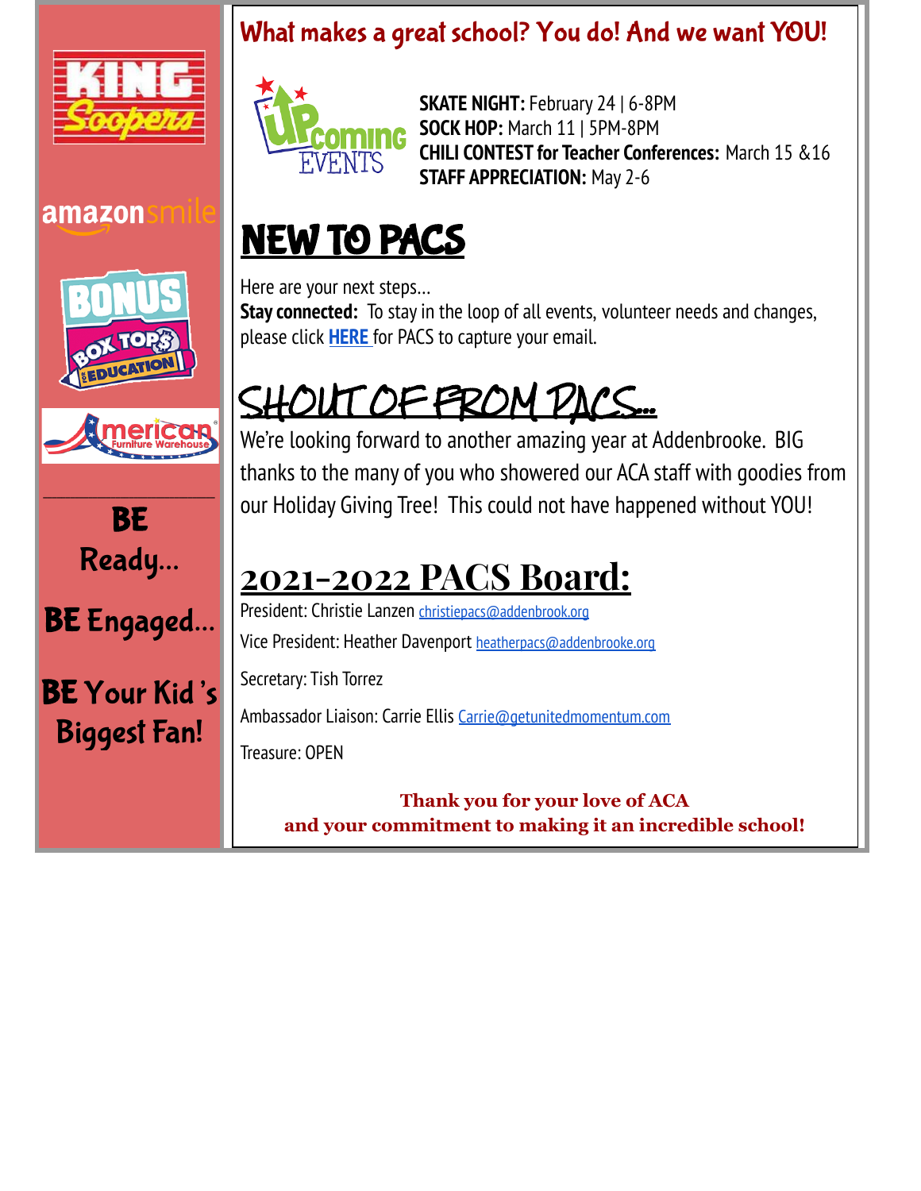## What makes a great school? You do! And we want YOU!

**SKATE NIGHT:** February 24 | 6-8PM
**SOCK HOP:** March 11 | 5PM-8PM
**CHILI CONTEST for Teacher Conferences:** March 15 &16
**STAFF APPRECIATION:** May 2-6

# NEW TO PACS

Here are your next steps…
**Stay connected:** To stay in the loop of all events, volunteer needs and changes, please click **HERE** for PACS to capture your email.

# SHOUT OF FROM PACS…

We're looking forward to another amazing year at Addenbrooke. BIG thanks to the many of you who showered our ACA staff with goodies from our Holiday Giving Tree! This could not have happened without YOU!

# 2021-2022 PACS Board:

President: Christie Lanzen christiepacs@addenbrook.org

Vice President: Heather Davenport heatherpacs@addenbrooke.org

Secretary: Tish Torrez

Ambassador Liaison: Carrie Ellis Carrie@getunitedmomentum.com

Treasure: OPEN

**Thank you for your love of ACA and your commitment to making it an incredible school!**

King Soopers

amazonsmile

Bonus Box Tops for Education

American Furniture Warehouse

**BE Ready…**

**BE Engaged…**

**BE Your Kid's Biggest Fan!**